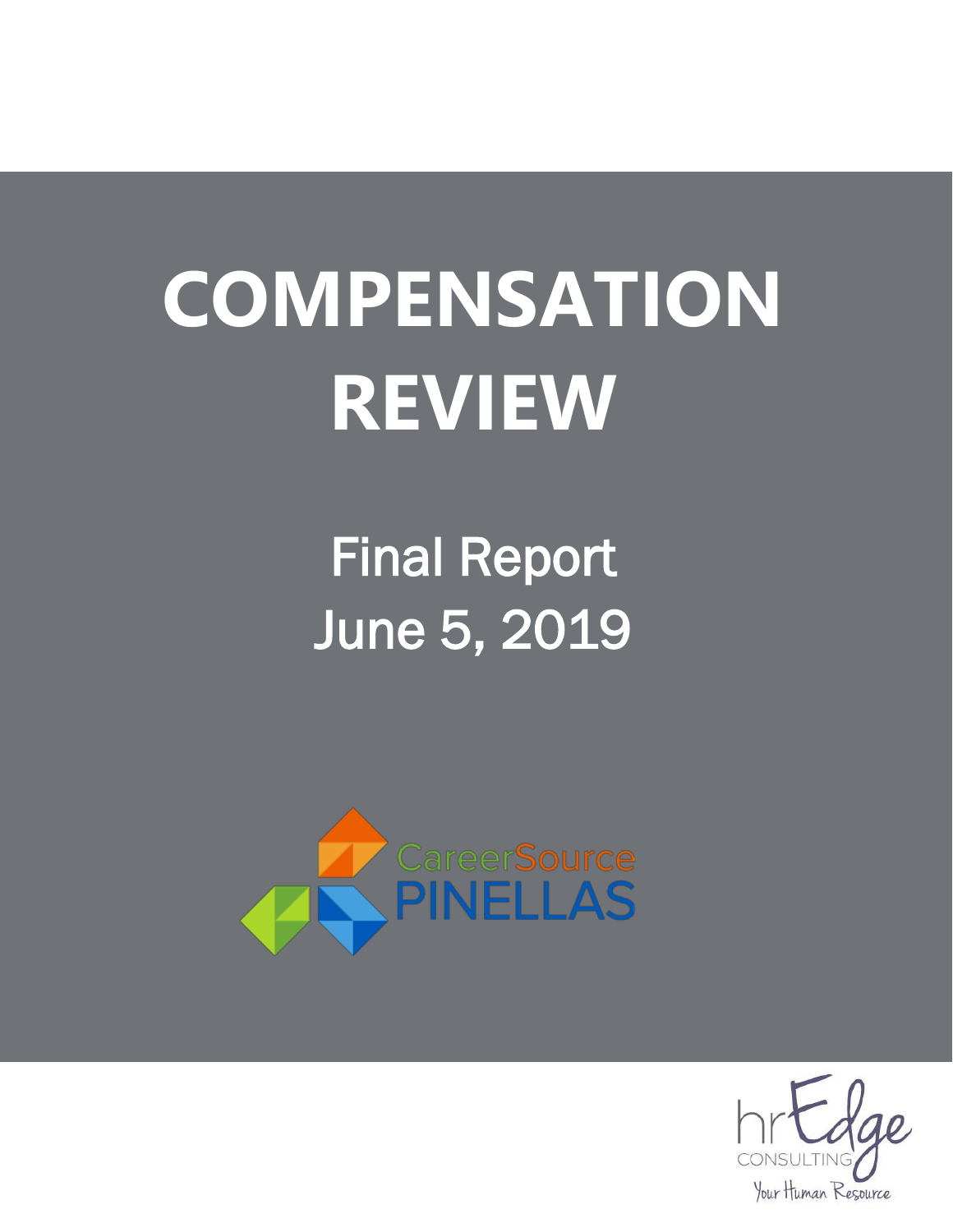# COMPENSATION REVIEW

Final Report
June 5, 2019

CareerSource
PINELLAS

hrEdge
CONSULTING
Your Human Resource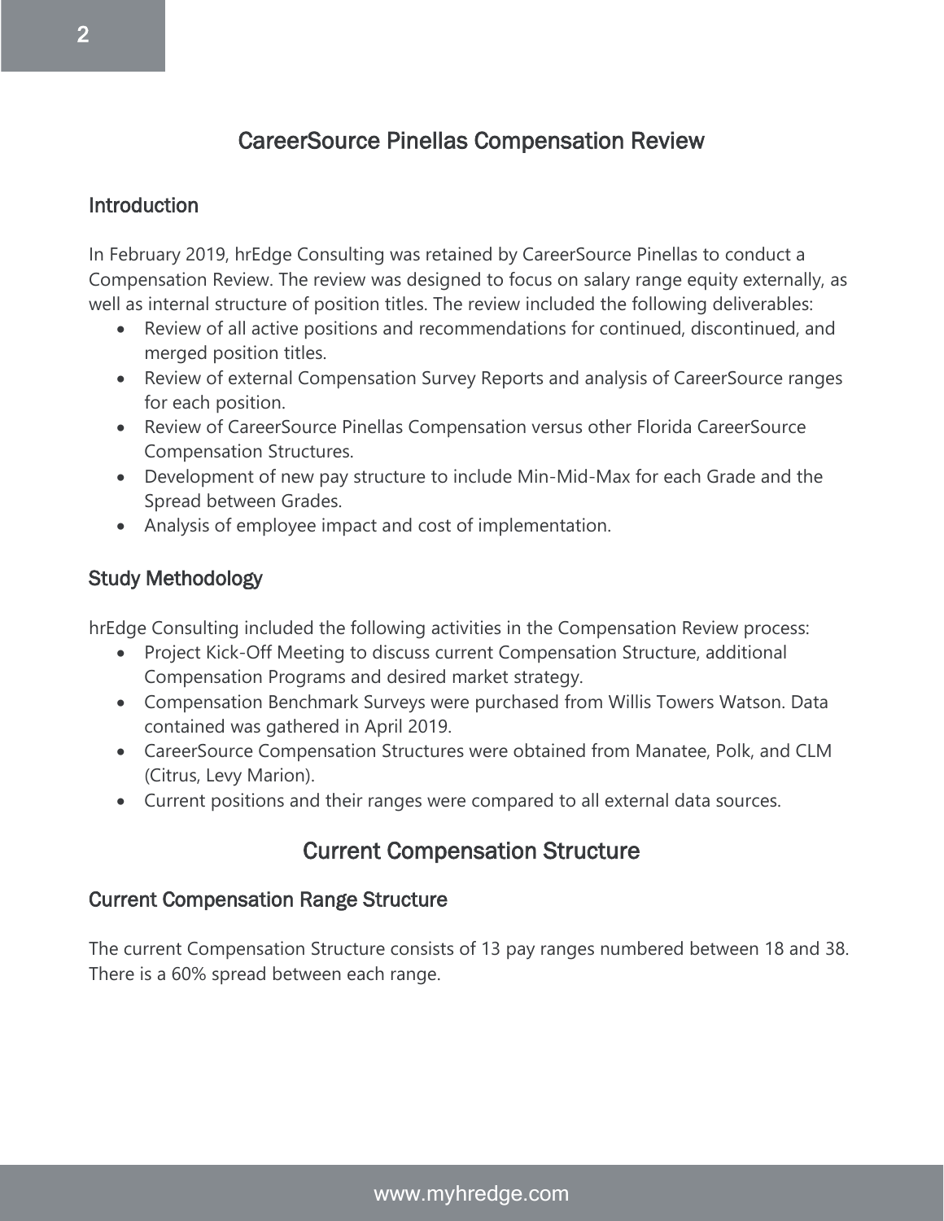# CareerSource Pinellas Compensation Review

## Introduction

In February 2019, hrEdge Consulting was retained by CareerSource Pinellas to conduct a Compensation Review. The review was designed to focus on salary range equity externally, as well as internal structure of position titles. The review included the following deliverables:

- Review of all active positions and recommendations for continued, discontinued, and merged position titles.
- Review of external Compensation Survey Reports and analysis of CareerSource ranges for each position.
- Review of CareerSource Pinellas Compensation versus other Florida CareerSource Compensation Structures.
- Development of new pay structure to include Min-Mid-Max for each Grade and the Spread between Grades.
- Analysis of employee impact and cost of implementation.

## Study Methodology

hrEdge Consulting included the following activities in the Compensation Review process:

- Project Kick-Off Meeting to discuss current Compensation Structure, additional Compensation Programs and desired market strategy.
- Compensation Benchmark Surveys were purchased from Willis Towers Watson. Data contained was gathered in April 2019.
- CareerSource Compensation Structures were obtained from Manatee, Polk, and CLM (Citrus, Levy Marion).
- Current positions and their ranges were compared to all external data sources.

# Current Compensation Structure

## Current Compensation Range Structure

The current Compensation Structure consists of 13 pay ranges numbered between 18 and 38. There is a 60% spread between each range.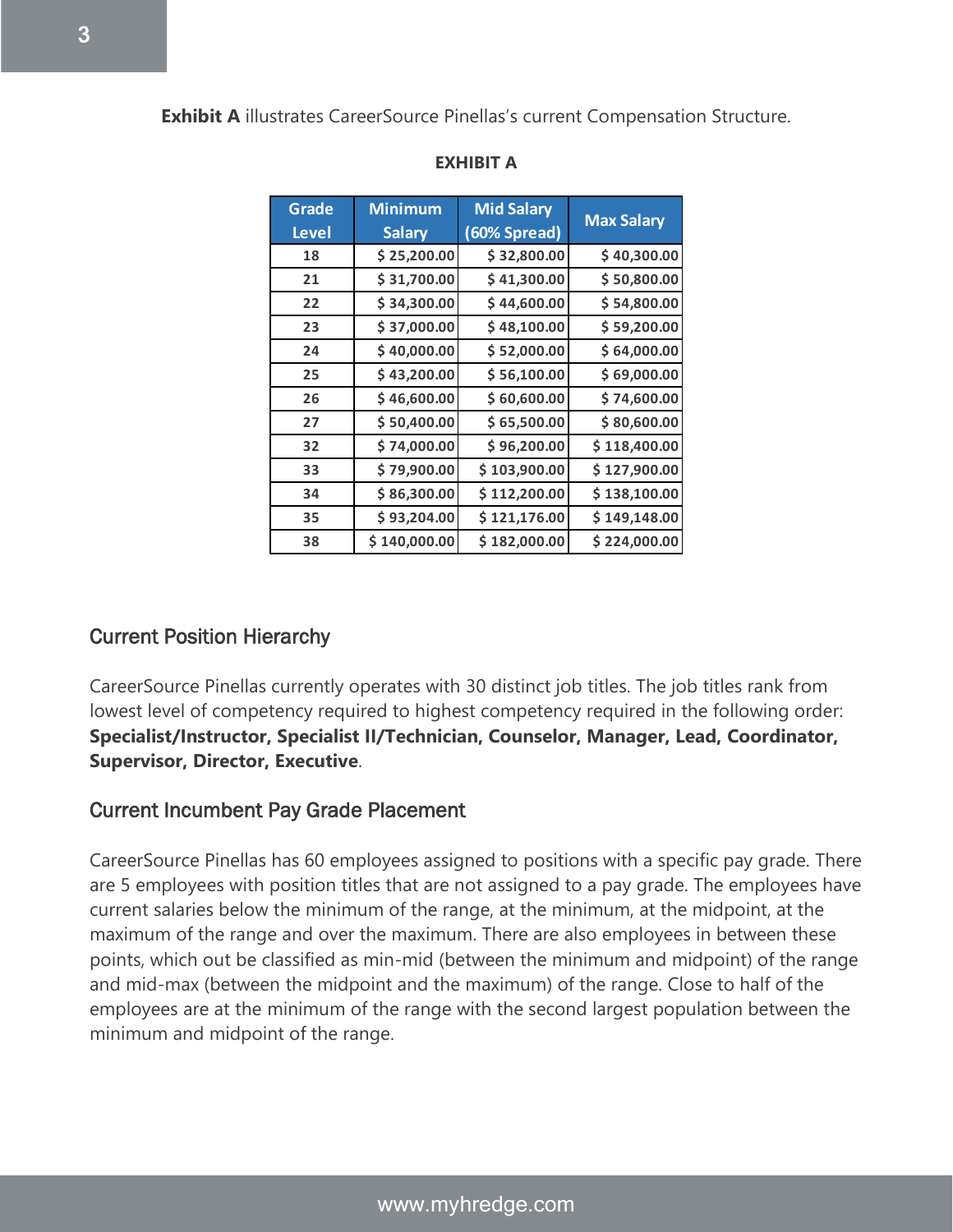**Exhibit A** illustrates CareerSource Pinellas's current Compensation Structure.

**EXHIBIT A**

| Grade Level | Minimum Salary | Mid Salary (60% Spread) | Max Salary |
|---|---|---|---|
| 18 | $ 25,200.00 | $ 32,800.00 | $ 40,300.00 |
| 21 | $ 31,700.00 | $ 41,300.00 | $ 50,800.00 |
| 22 | $ 34,300.00 | $ 44,600.00 | $ 54,800.00 |
| 23 | $ 37,000.00 | $ 48,100.00 | $ 59,200.00 |
| 24 | $ 40,000.00 | $ 52,000.00 | $ 64,000.00 |
| 25 | $ 43,200.00 | $ 56,100.00 | $ 69,000.00 |
| 26 | $ 46,600.00 | $ 60,600.00 | $ 74,600.00 |
| 27 | $ 50,400.00 | $ 65,500.00 | $ 80,600.00 |
| 32 | $ 74,000.00 | $ 96,200.00 | $ 118,400.00 |
| 33 | $ 79,900.00 | $ 103,900.00 | $ 127,900.00 |
| 34 | $ 86,300.00 | $ 112,200.00 | $ 138,100.00 |
| 35 | $ 93,204.00 | $ 121,176.00 | $ 149,148.00 |
| 38 | $ 140,000.00 | $ 182,000.00 | $ 224,000.00 |

## Current Position Hierarchy

CareerSource Pinellas currently operates with 30 distinct job titles. The job titles rank from lowest level of competency required to highest competency required in the following order: **Specialist/Instructor, Specialist II/Technician, Counselor, Manager, Lead, Coordinator, Supervisor, Director, Executive**.

## Current Incumbent Pay Grade Placement

CareerSource Pinellas has 60 employees assigned to positions with a specific pay grade. There are 5 employees with position titles that are not assigned to a pay grade. The employees have current salaries below the minimum of the range, at the minimum, at the midpoint, at the maximum of the range and over the maximum. There are also employees in between these points, which out be classified as min-mid (between the minimum and midpoint) of the range and mid-max (between the midpoint and the maximum) of the range. Close to half of the employees are at the minimum of the range with the second largest population between the minimum and midpoint of the range.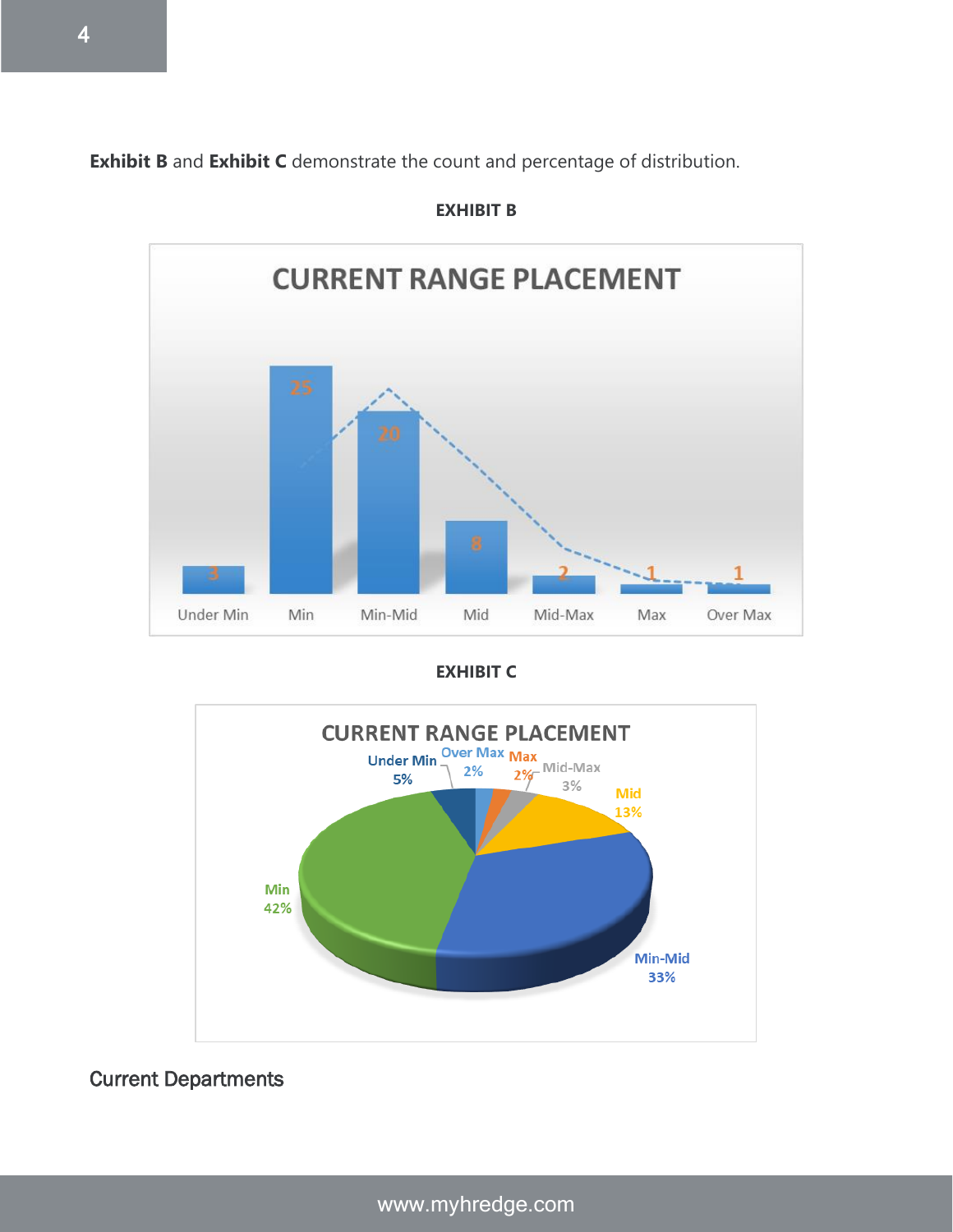**Exhibit B** and **Exhibit C** demonstrate the count and percentage of distribution.

**EXHIBIT B**

CURRENT RANGE PLACEMENT

3
25
20
8
2
1
1

Under Min
Min
Min-Mid
Mid
Mid-Max
Max
Over Max

**EXHIBIT C**

CURRENT RANGE PLACEMENT

Under Min 5%
Over Max 2%
Max 2%
Mid-Max 3%
Mid 13%
Min 42%
Min-Mid 33%

## Current Departments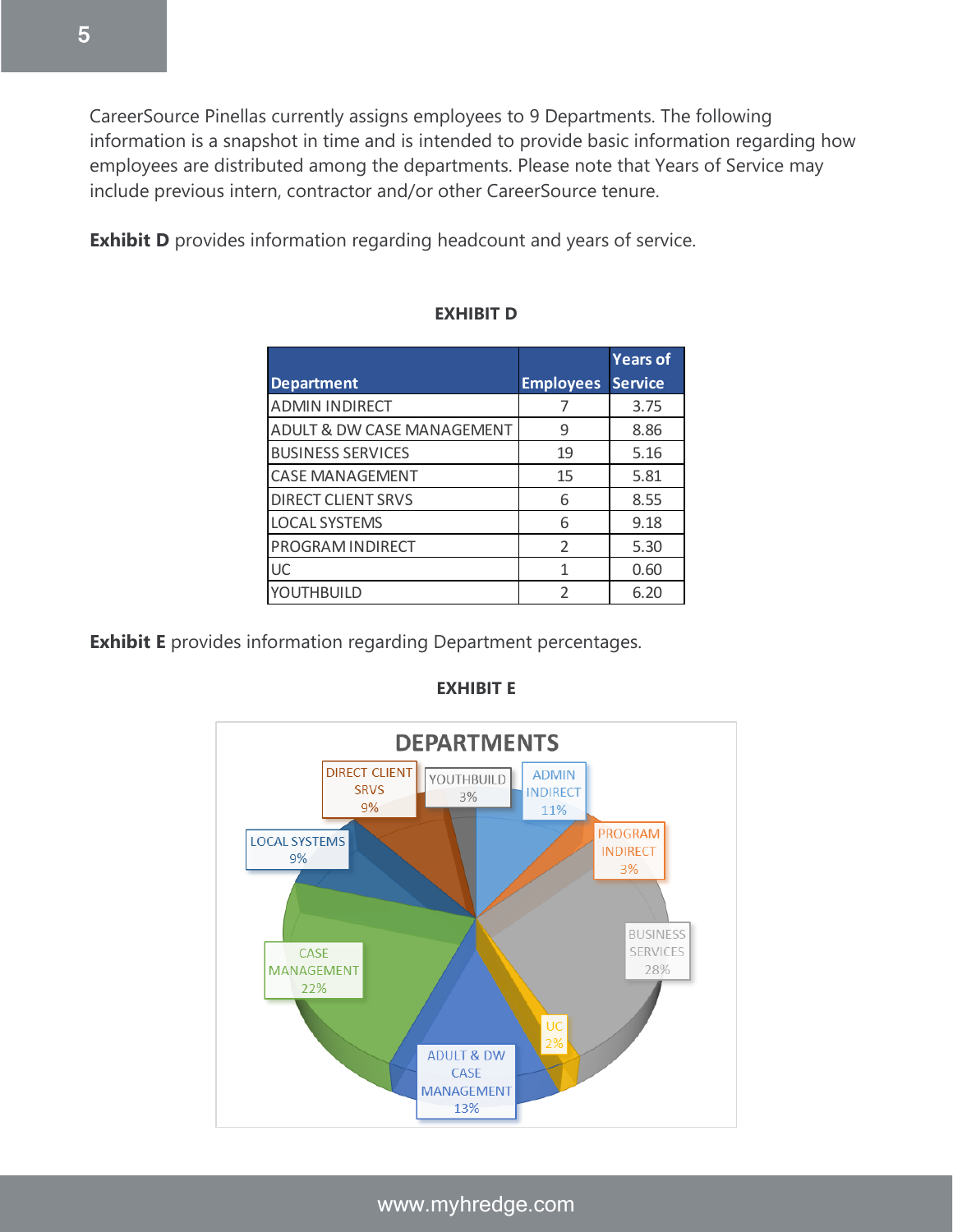CareerSource Pinellas currently assigns employees to 9 Departments. The following information is a snapshot in time and is intended to provide basic information regarding how employees are distributed among the departments. Please note that Years of Service may include previous intern, contractor and/or other CareerSource tenure.

**Exhibit D** provides information regarding headcount and years of service.

**EXHIBIT D**

| Department | Employees | Years of Service |
|---|---|---|
| ADMIN INDIRECT | 7 | 3.75 |
| ADULT & DW CASE MANAGEMENT | 9 | 8.86 |
| BUSINESS SERVICES | 19 | 5.16 |
| CASE MANAGEMENT | 15 | 5.81 |
| DIRECT CLIENT SRVS | 6 | 8.55 |
| LOCAL SYSTEMS | 6 | 9.18 |
| PROGRAM INDIRECT | 2 | 5.30 |
| UC | 1 | 0.60 |
| YOUTHBUILD | 2 | 6.20 |

**Exhibit E** provides information regarding Department percentages.

**EXHIBIT E**

DEPARTMENTS

DIRECT CLIENT SRVS 9%

YOUTHBUILD 3%

ADMIN INDIRECT 11%

PROGRAM INDIRECT 3%

LOCAL SYSTEMS 9%

BUSINESS SERVICES 28%

CASE MANAGEMENT 22%

UC 2%

ADULT & DW CASE MANAGEMENT 13%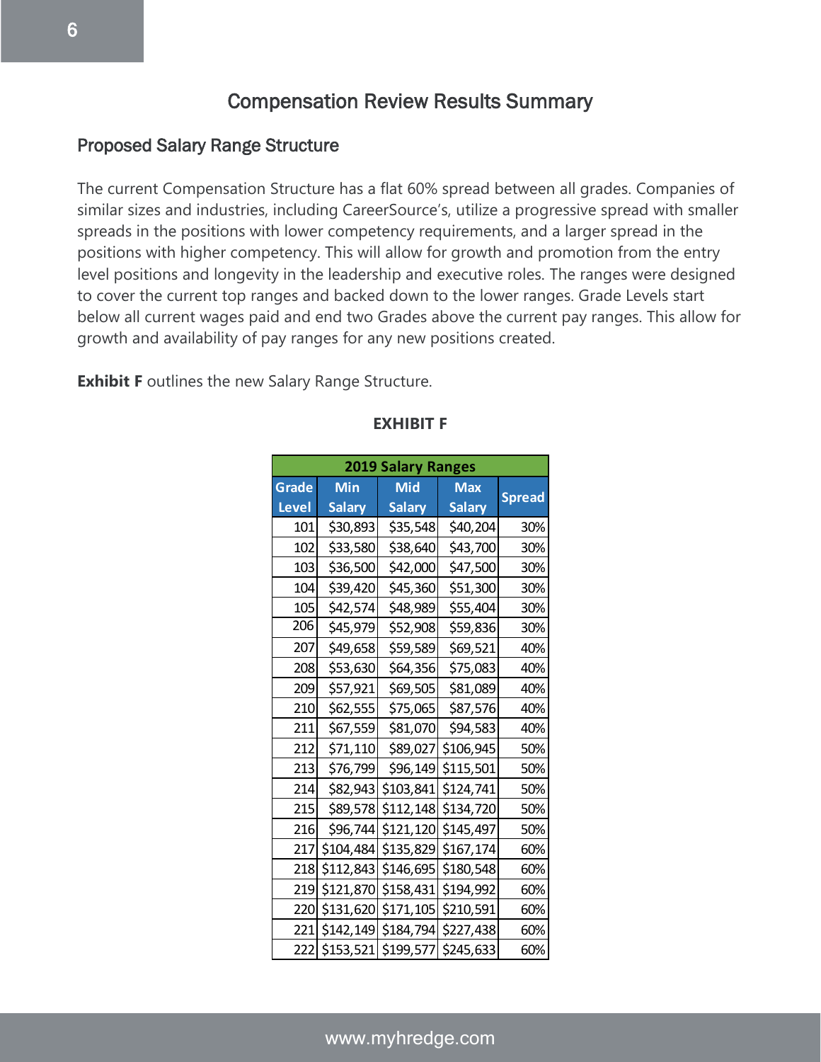# Compensation Review Results Summary

## Proposed Salary Range Structure

The current Compensation Structure has a flat 60% spread between all grades. Companies of similar sizes and industries, including CareerSource's, utilize a progressive spread with smaller spreads in the positions with lower competency requirements, and a larger spread in the positions with higher competency. This will allow for growth and promotion from the entry level positions and longevity in the leadership and executive roles. The ranges were designed to cover the current top ranges and backed down to the lower ranges. Grade Levels start below all current wages paid and end two Grades above the current pay ranges. This allow for growth and availability of pay ranges for any new positions created.

**Exhibit F** outlines the new Salary Range Structure.

**EXHIBIT F**

| 2019 Salary Ranges | | | | |
|---|---|---|---|---|
| Grade Level | Min Salary | Mid Salary | Max Salary | Spread |
| 101 | $30,893 | $35,548 | $40,204 | 30% |
| 102 | $33,580 | $38,640 | $43,700 | 30% |
| 103 | $36,500 | $42,000 | $47,500 | 30% |
| 104 | $39,420 | $45,360 | $51,300 | 30% |
| 105 | $42,574 | $48,989 | $55,404 | 30% |
| 206 | $45,979 | $52,908 | $59,836 | 30% |
| 207 | $49,658 | $59,589 | $69,521 | 40% |
| 208 | $53,630 | $64,356 | $75,083 | 40% |
| 209 | $57,921 | $69,505 | $81,089 | 40% |
| 210 | $62,555 | $75,065 | $87,576 | 40% |
| 211 | $67,559 | $81,070 | $94,583 | 40% |
| 212 | $71,110 | $89,027 | $106,945 | 50% |
| 213 | $76,799 | $96,149 | $115,501 | 50% |
| 214 | $82,943 | $103,841 | $124,741 | 50% |
| 215 | $89,578 | $112,148 | $134,720 | 50% |
| 216 | $96,744 | $121,120 | $145,497 | 50% |
| 217 | $104,484 | $135,829 | $167,174 | 60% |
| 218 | $112,843 | $146,695 | $180,548 | 60% |
| 219 | $121,870 | $158,431 | $194,992 | 60% |
| 220 | $131,620 | $171,105 | $210,591 | 60% |
| 221 | $142,149 | $184,794 | $227,438 | 60% |
| 222 | $153,521 | $199,577 | $245,633 | 60% |

www.myhredge.com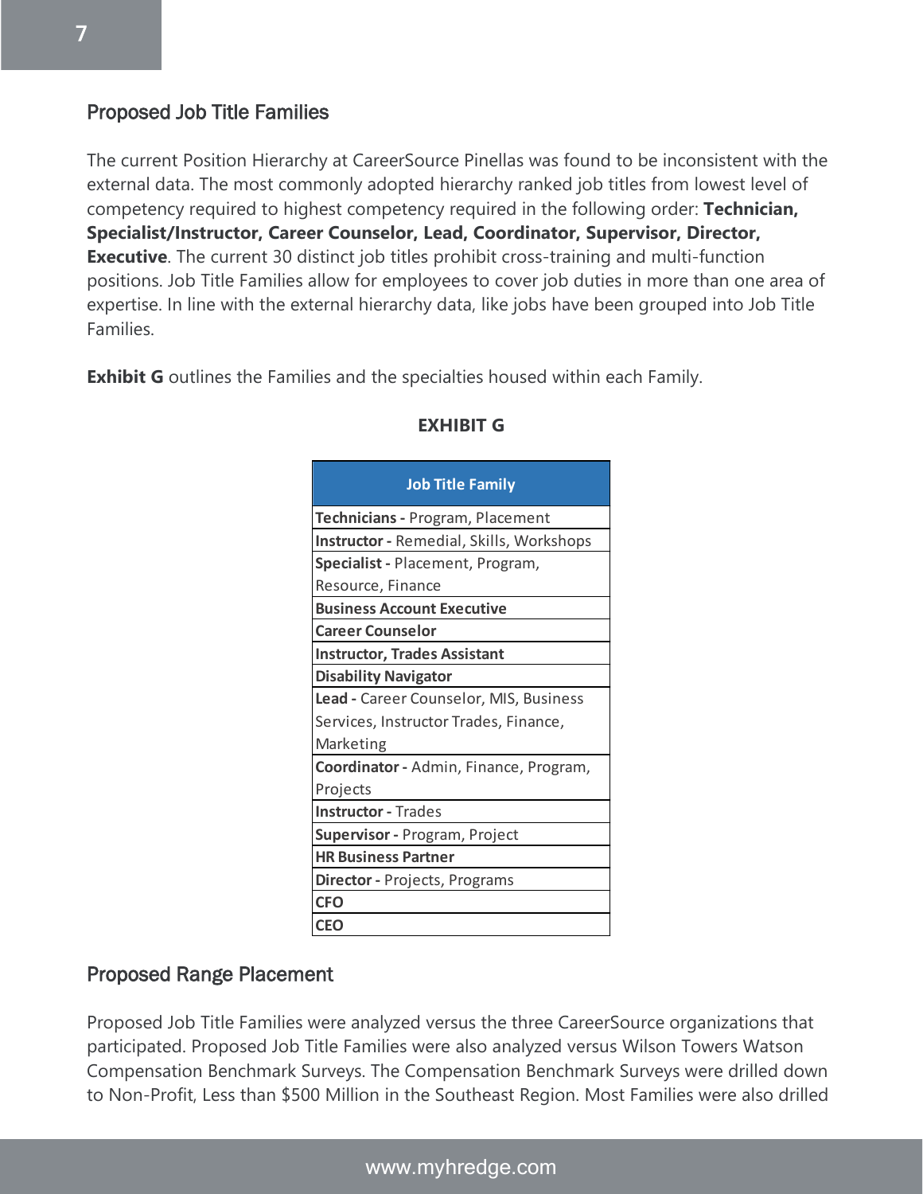## Proposed Job Title Families

The current Position Hierarchy at CareerSource Pinellas was found to be inconsistent with the external data. The most commonly adopted hierarchy ranked job titles from lowest level of competency required to highest competency required in the following order: **Technician, Specialist/Instructor, Career Counselor, Lead, Coordinator, Supervisor, Director, Executive**. The current 30 distinct job titles prohibit cross-training and multi-function positions. Job Title Families allow for employees to cover job duties in more than one area of expertise. In line with the external hierarchy data, like jobs have been grouped into Job Title Families.

**Exhibit G** outlines the Families and the specialties housed within each Family.

**EXHIBIT G**

| Job Title Family |
|---|
| **Technicians -** Program, Placement |
| **Instructor -** Remedial, Skills, Workshops |
| **Specialist -** Placement, Program, Resource, Finance |
| **Business Account Executive** |
| **Career Counselor** |
| **Instructor, Trades Assistant** |
| **Disability Navigator** |
| **Lead -** Career Counselor, MIS, Business Services, Instructor Trades, Finance, Marketing |
| **Coordinator -** Admin, Finance, Program, Projects |
| **Instructor -** Trades |
| **Supervisor -** Program, Project |
| **HR Business Partner** |
| **Director -** Projects, Programs |
| **CFO** |
| **CEO** |

## Proposed Range Placement

Proposed Job Title Families were analyzed versus the three CareerSource organizations that participated. Proposed Job Title Families were also analyzed versus Wilson Towers Watson Compensation Benchmark Surveys. The Compensation Benchmark Surveys were drilled down to Non-Profit, Less than $500 Million in the Southeast Region. Most Families were also drilled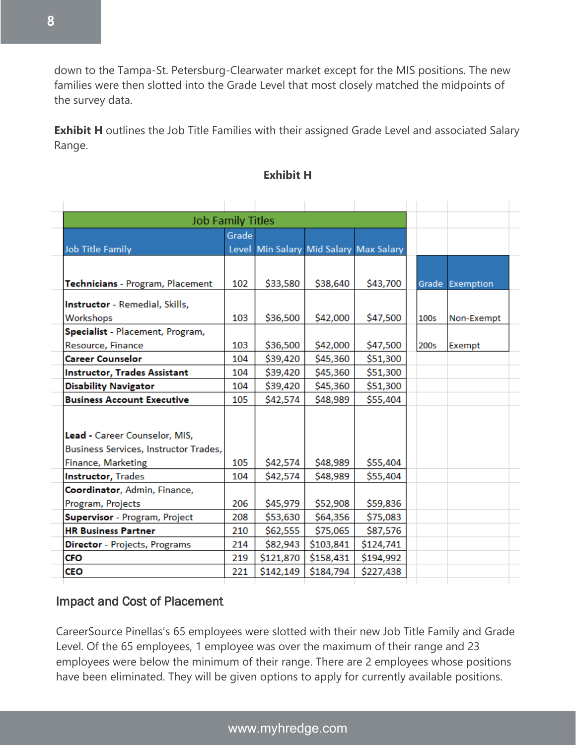down to the Tampa-St. Petersburg-Clearwater market except for the MIS positions. The new families were then slotted into the Grade Level that most closely matched the midpoints of the survey data.

**Exhibit H** outlines the Job Title Families with their assigned Grade Level and associated Salary Range.

**Exhibit H**

| Job Family Titles | | | | |
|---|---|---|---|---|
| Job Title Family | Grade Level | Min Salary | Mid Salary | Max Salary |
| **Technicians** - Program, Placement | 102 | $33,580 | $38,640 | $43,700 |
| **Instructor** - Remedial, Skills, Workshops | 103 | $36,500 | $42,000 | $47,500 |
| **Specialist** - Placement, Program, Resource, Finance | 103 | $36,500 | $42,000 | $47,500 |
| **Career Counselor** | 104 | $39,420 | $45,360 | $51,300 |
| **Instructor, Trades Assistant** | 104 | $39,420 | $45,360 | $51,300 |
| **Disability Navigator** | 104 | $39,420 | $45,360 | $51,300 |
| **Business Account Executive** | 105 | $42,574 | $48,989 | $55,404 |
| **Lead -** Career Counselor, MIS, Business Services, Instructor Trades, Finance, Marketing | 105 | $42,574 | $48,989 | $55,404 |
| **Instructor,** Trades | 104 | $42,574 | $48,989 | $55,404 |
| **Coordinator**, Admin, Finance, Program, Projects | 206 | $45,979 | $52,908 | $59,836 |
| **Supervisor** - Program, Project | 208 | $53,630 | $64,356 | $75,083 |
| **HR Business Partner** | 210 | $62,555 | $75,065 | $87,576 |
| **Director** - Projects, Programs | 214 | $82,943 | $103,841 | $124,741 |
| **CFO** | 219 | $121,870 | $158,431 | $194,992 |
| **CEO** | 221 | $142,149 | $184,794 | $227,438 |

| Grade | Exemption |
|---|---|
| 100s | Non-Exempt |
| 200s | Exempt |

## Impact and Cost of Placement

CareerSource Pinellas's 65 employees were slotted with their new Job Title Family and Grade Level. Of the 65 employees, 1 employee was over the maximum of their range and 23 employees were below the minimum of their range. There are 2 employees whose positions have been eliminated. They will be given options to apply for currently available positions.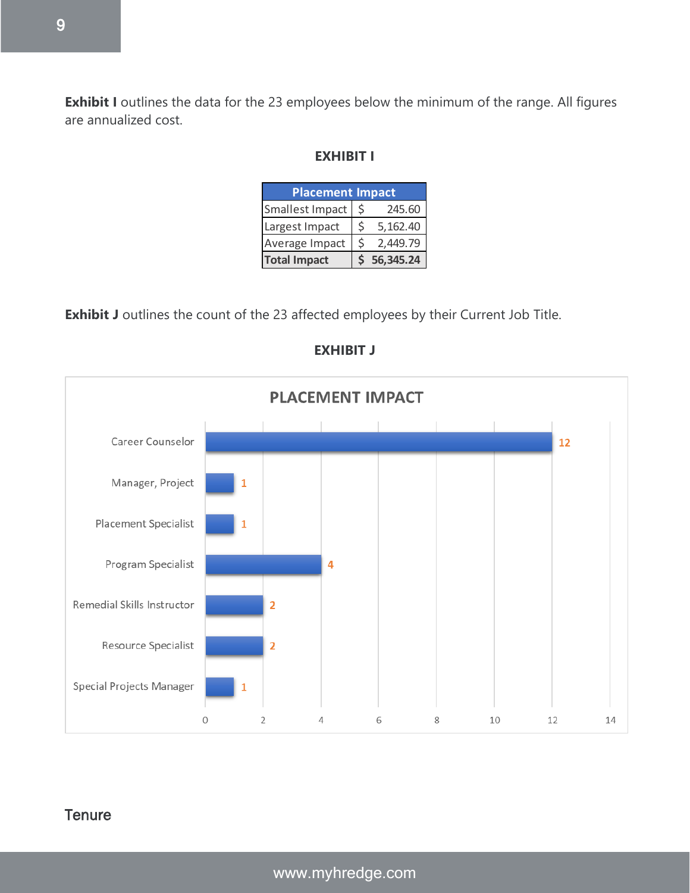**Exhibit I** outlines the data for the 23 employees below the minimum of the range. All figures are annualized cost.

**EXHIBIT I**

| Placement Impact | |
|---|---|
| Smallest Impact | $ 245.60 |
| Largest Impact | $ 5,162.40 |
| Average Impact | $ 2,449.79 |
| **Total Impact** | **$ 56,345.24** |

**Exhibit J** outlines the count of the 23 affected employees by their Current Job Title.

**EXHIBIT J**

PLACEMENT IMPACT

| Job Title | Count |
|---|---|
| Career Counselor | 12 |
| Manager, Project | 1 |
| Placement Specialist | 1 |
| Program Specialist | 4 |
| Remedial Skills Instructor | 2 |
| Resource Specialist | 2 |
| Special Projects Manager | 1 |

## Tenure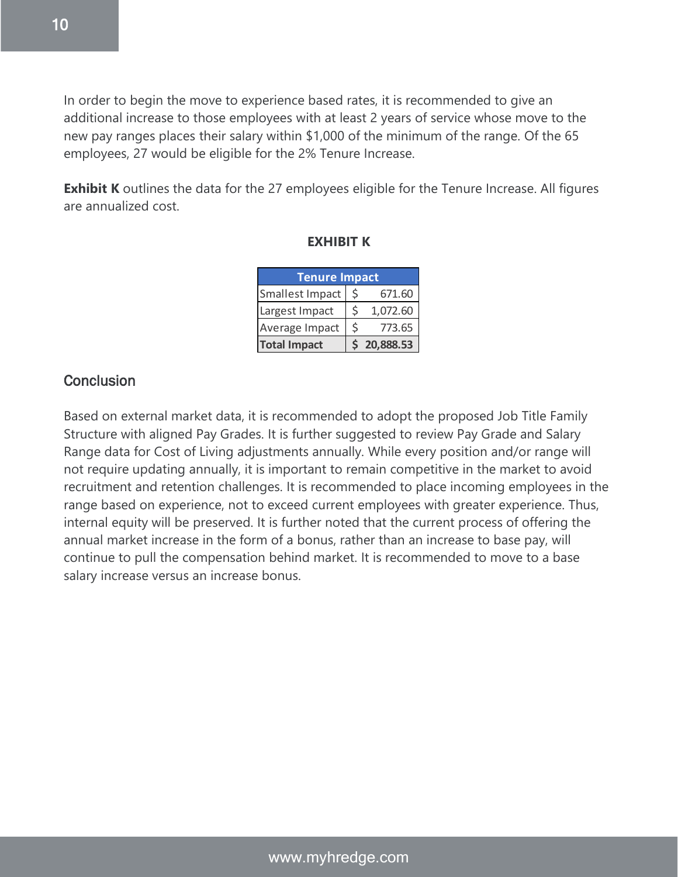In order to begin the move to experience based rates, it is recommended to give an additional increase to those employees with at least 2 years of service whose move to the new pay ranges places their salary within $1,000 of the minimum of the range. Of the 65 employees, 27 would be eligible for the 2% Tenure Increase.

**Exhibit K** outlines the data for the 27 employees eligible for the Tenure Increase. All figures are annualized cost.

**EXHIBIT K**

| Tenure Impact | |
|---|---|
| Smallest Impact | $ 671.60 |
| Largest Impact | $ 1,072.60 |
| Average Impact | $ 773.65 |
| **Total Impact** | **$ 20,888.53** |

## Conclusion

Based on external market data, it is recommended to adopt the proposed Job Title Family Structure with aligned Pay Grades. It is further suggested to review Pay Grade and Salary Range data for Cost of Living adjustments annually. While every position and/or range will not require updating annually, it is important to remain competitive in the market to avoid recruitment and retention challenges. It is recommended to place incoming employees in the range based on experience, not to exceed current employees with greater experience. Thus, internal equity will be preserved. It is further noted that the current process of offering the annual market increase in the form of a bonus, rather than an increase to base pay, will continue to pull the compensation behind market. It is recommended to move to a base salary increase versus an increase bonus.